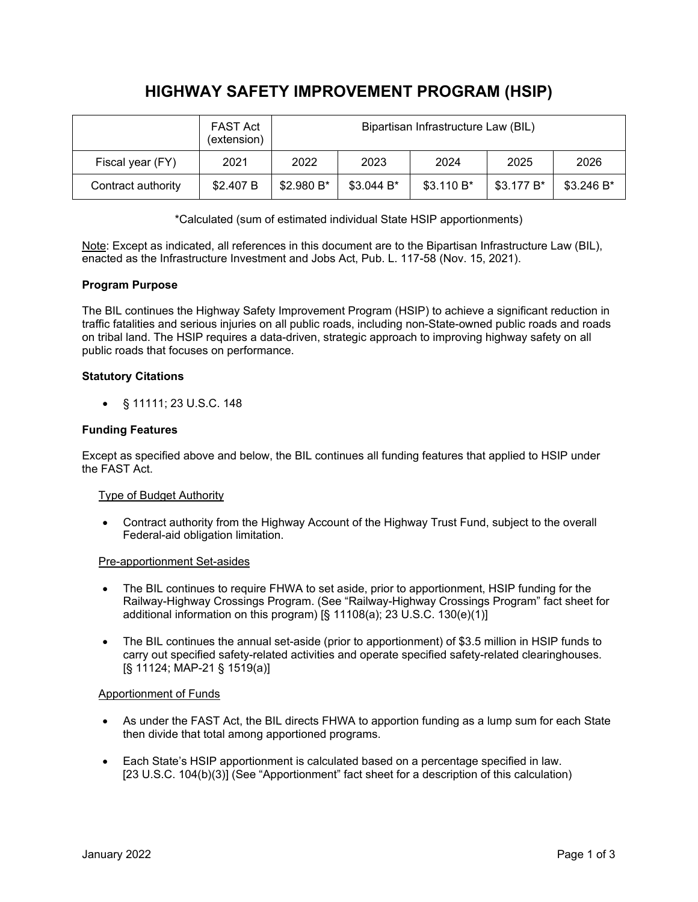# HIGHWAY SAFETY IMPROVEMENT PROGRAM (HSIP)

| | FAST Act (extension) | Bipartisan Infrastructure Law (BIL) | | | | |
|---|---|---|---|---|---|---|
| Fiscal year (FY) | 2021 | 2022 | 2023 | 2024 | 2025 | 2026 |
| Contract authority | $2.407 B | $2.980 B* | $3.044 B* | $3.110 B* | $3.177 B* | $3.246 B* |

*Calculated (sum of estimated individual State HSIP apportionments)

Note: Except as indicated, all references in this document are to the Bipartisan Infrastructure Law (BIL), enacted as the Infrastructure Investment and Jobs Act, Pub. L. 117-58 (Nov. 15, 2021).

**Program Purpose**

The BIL continues the Highway Safety Improvement Program (HSIP) to achieve a significant reduction in traffic fatalities and serious injuries on all public roads, including non-State-owned public roads and roads on tribal land. The HSIP requires a data-driven, strategic approach to improving highway safety on all public roads that focuses on performance.

**Statutory Citations**

- § 11111; 23 U.S.C. 148

**Funding Features**

Except as specified above and below, the BIL continues all funding features that applied to HSIP under the FAST Act.

Type of Budget Authority

- Contract authority from the Highway Account of the Highway Trust Fund, subject to the overall Federal-aid obligation limitation.

Pre-apportionment Set-asides

- The BIL continues to require FHWA to set aside, prior to apportionment, HSIP funding for the Railway-Highway Crossings Program. (See "Railway-Highway Crossings Program" fact sheet for additional information on this program) [§ 11108(a); 23 U.S.C. 130(e)(1)]
- The BIL continues the annual set-aside (prior to apportionment) of $3.5 million in HSIP funds to carry out specified safety-related activities and operate specified safety-related clearinghouses. [§ 11124; MAP-21 § 1519(a)]

Apportionment of Funds

- As under the FAST Act, the BIL directs FHWA to apportion funding as a lump sum for each State then divide that total among apportioned programs.
- Each State's HSIP apportionment is calculated based on a percentage specified in law. [23 U.S.C. 104(b)(3)] (See "Apportionment" fact sheet for a description of this calculation)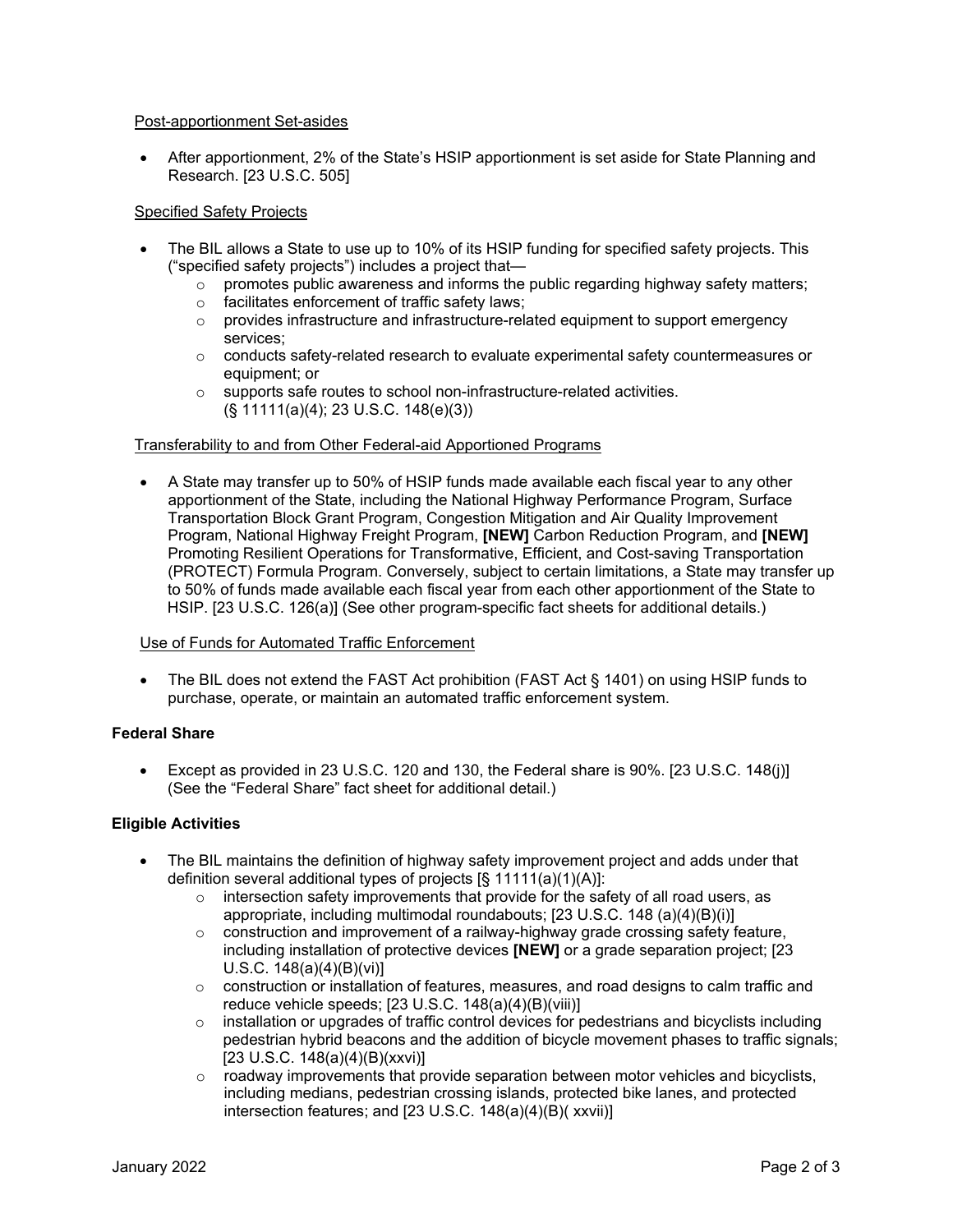Post-apportionment Set-asides

- After apportionment, 2% of the State's HSIP apportionment is set aside for State Planning and Research. [23 U.S.C. 505]

Specified Safety Projects

- The BIL allows a State to use up to 10% of its HSIP funding for specified safety projects. This ("specified safety projects") includes a project that—
  - promotes public awareness and informs the public regarding highway safety matters;
  - facilitates enforcement of traffic safety laws;
  - provides infrastructure and infrastructure-related equipment to support emergency services;
  - conducts safety-related research to evaluate experimental safety countermeasures or equipment; or
  - supports safe routes to school non-infrastructure-related activities. (§ 11111(a)(4); 23 U.S.C. 148(e)(3))

Transferability to and from Other Federal-aid Apportioned Programs

- A State may transfer up to 50% of HSIP funds made available each fiscal year to any other apportionment of the State, including the National Highway Performance Program, Surface Transportation Block Grant Program, Congestion Mitigation and Air Quality Improvement Program, National Highway Freight Program, **[NEW]** Carbon Reduction Program, and **[NEW]** Promoting Resilient Operations for Transformative, Efficient, and Cost-saving Transportation (PROTECT) Formula Program. Conversely, subject to certain limitations, a State may transfer up to 50% of funds made available each fiscal year from each other apportionment of the State to HSIP. [23 U.S.C. 126(a)] (See other program-specific fact sheets for additional details.)

Use of Funds for Automated Traffic Enforcement

- The BIL does not extend the FAST Act prohibition (FAST Act § 1401) on using HSIP funds to purchase, operate, or maintain an automated traffic enforcement system.

**Federal Share**

- Except as provided in 23 U.S.C. 120 and 130, the Federal share is 90%. [23 U.S.C. 148(j)] (See the "Federal Share" fact sheet for additional detail.)

**Eligible Activities**

- The BIL maintains the definition of highway safety improvement project and adds under that definition several additional types of projects [§ 11111(a)(1)(A)]:
  - intersection safety improvements that provide for the safety of all road users, as appropriate, including multimodal roundabouts; [23 U.S.C. 148 (a)(4)(B)(i)]
  - construction and improvement of a railway-highway grade crossing safety feature, including installation of protective devices **[NEW]** or a grade separation project; [23 U.S.C. 148(a)(4)(B)(vi)]
  - construction or installation of features, measures, and road designs to calm traffic and reduce vehicle speeds; [23 U.S.C. 148(a)(4)(B)(viii)]
  - installation or upgrades of traffic control devices for pedestrians and bicyclists including pedestrian hybrid beacons and the addition of bicycle movement phases to traffic signals; [23 U.S.C. 148(a)(4)(B)(xxvi)]
  - roadway improvements that provide separation between motor vehicles and bicyclists, including medians, pedestrian crossing islands, protected bike lanes, and protected intersection features; and [23 U.S.C. 148(a)(4)(B)( xxvii)]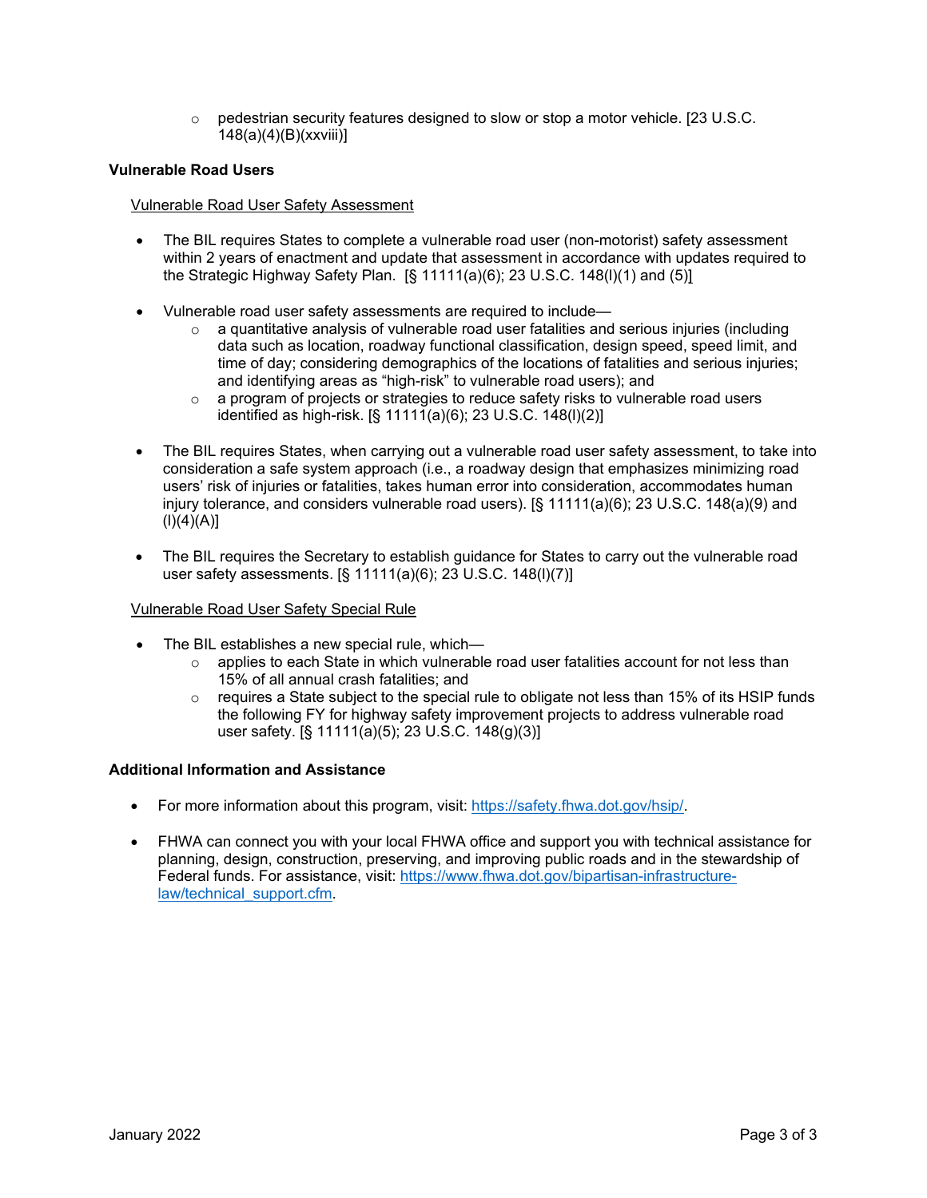- pedestrian security features designed to slow or stop a motor vehicle. [23 U.S.C. 148(a)(4)(B)(xxviii)]

**Vulnerable Road Users**

Vulnerable Road User Safety Assessment

- The BIL requires States to complete a vulnerable road user (non-motorist) safety assessment within 2 years of enactment and update that assessment in accordance with updates required to the Strategic Highway Safety Plan. [§ 11111(a)(6); 23 U.S.C. 148(l)(1) and (5)]

- Vulnerable road user safety assessments are required to include—
  - a quantitative analysis of vulnerable road user fatalities and serious injuries (including data such as location, roadway functional classification, design speed, speed limit, and time of day; considering demographics of the locations of fatalities and serious injuries; and identifying areas as "high-risk" to vulnerable road users); and
  - a program of projects or strategies to reduce safety risks to vulnerable road users identified as high-risk. [§ 11111(a)(6); 23 U.S.C. 148(l)(2)]

- The BIL requires States, when carrying out a vulnerable road user safety assessment, to take into consideration a safe system approach (i.e., a roadway design that emphasizes minimizing road users' risk of injuries or fatalities, takes human error into consideration, accommodates human injury tolerance, and considers vulnerable road users). [§ 11111(a)(6); 23 U.S.C. 148(a)(9) and (l)(4)(A)]

- The BIL requires the Secretary to establish guidance for States to carry out the vulnerable road user safety assessments. [§ 11111(a)(6); 23 U.S.C. 148(l)(7)]

Vulnerable Road User Safety Special Rule

- The BIL establishes a new special rule, which—
  - applies to each State in which vulnerable road user fatalities account for not less than 15% of all annual crash fatalities; and
  - requires a State subject to the special rule to obligate not less than 15% of its HSIP funds the following FY for highway safety improvement projects to address vulnerable road user safety. [§ 11111(a)(5); 23 U.S.C. 148(g)(3)]

**Additional Information and Assistance**

- For more information about this program, visit: https://safety.fhwa.dot.gov/hsip/.

- FHWA can connect you with your local FHWA office and support you with technical assistance for planning, design, construction, preserving, and improving public roads and in the stewardship of Federal funds. For assistance, visit: https://www.fhwa.dot.gov/bipartisan-infrastructure-law/technical_support.cfm.

January 2022